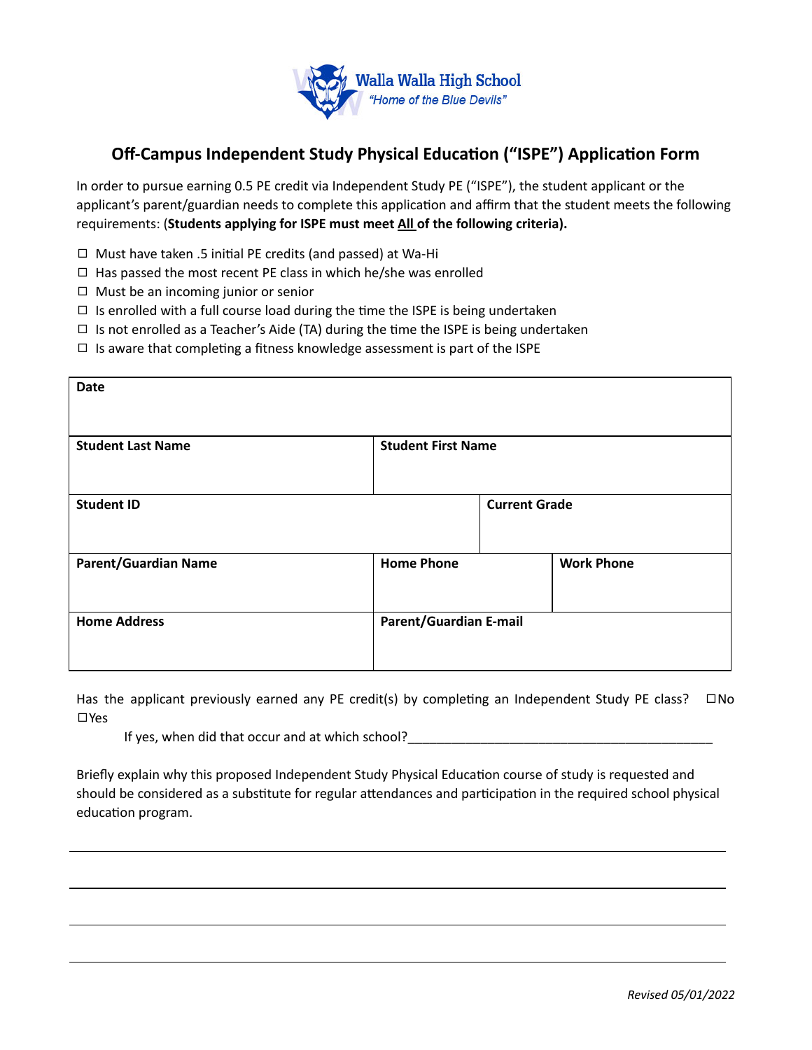Walla Walla High School

*"Home of the Blue Devils"*

## Off-Campus Independent Study Physical Education ("ISPE") Application Form

In order to pursue earning 0.5 PE credit via Independent Study PE ("ISPE"), the student applicant or the applicant's parent/guardian needs to complete this application and affirm that the student meets the following requirements: (**Students applying for ISPE must meet <u>All</u> of the following criteria).**

- ☐ Must have taken .5 initial PE credits (and passed) at Wa-Hi
- ☐ Has passed the most recent PE class in which he/she was enrolled
- ☐ Must be an incoming junior or senior
- ☐ Is enrolled with a full course load during the time the ISPE is being undertaken
- ☐ Is not enrolled as a Teacher's Aide (TA) during the time the ISPE is being undertaken
- ☐ Is aware that completing a fitness knowledge assessment is part of the ISPE

| **Date** | | |
|---|---|---|
| **Student Last Name** | **Student First Name** | |
| **Student ID** | **Current Grade** | |
| **Parent/Guardian Name** | **Home Phone** | **Work Phone** |
| **Home Address** | **Parent/Guardian E-mail** | |

Has the applicant previously earned any PE credit(s) by completing an Independent Study PE class? ☐No ☐Yes

If yes, when did that occur and at which school?___________________________________________

Briefly explain why this proposed Independent Study Physical Education course of study is requested and should be considered as a substitute for regular attendances and participation in the required school physical education program.

______________________________________________________________________________

______________________________________________________________________________

______________________________________________________________________________

______________________________________________________________________________

*Revised 05/01/2022*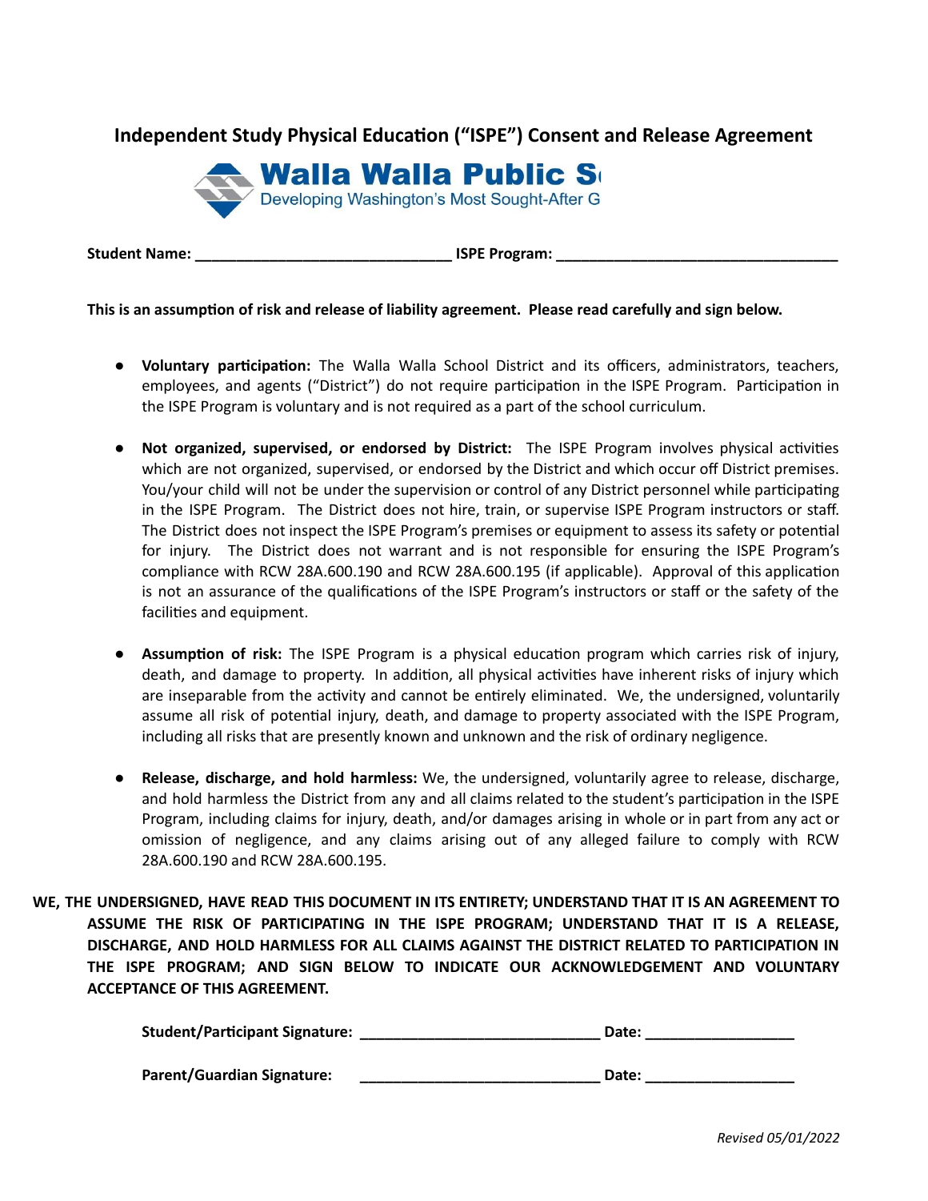# Independent Study Physical Education ("ISPE") Consent and Release Agreement

Walla Walla Public S

Developing Washington's Most Sought-After G

**Student Name:** _______________________________ **ISPE Program:** __________________________________

**This is an assumption of risk and release of liability agreement. Please read carefully and sign below.**

- **Voluntary participation:** The Walla Walla School District and its officers, administrators, teachers, employees, and agents ("District") do not require participation in the ISPE Program. Participation in the ISPE Program is voluntary and is not required as a part of the school curriculum.

- **Not organized, supervised, or endorsed by District:** The ISPE Program involves physical activities which are not organized, supervised, or endorsed by the District and which occur off District premises. You/your child will not be under the supervision or control of any District personnel while participating in the ISPE Program. The District does not hire, train, or supervise ISPE Program instructors or staff. The District does not inspect the ISPE Program's premises or equipment to assess its safety or potential for injury. The District does not warrant and is not responsible for ensuring the ISPE Program's compliance with RCW 28A.600.190 and RCW 28A.600.195 (if applicable). Approval of this application is not an assurance of the qualifications of the ISPE Program's instructors or staff or the safety of the facilities and equipment.

- **Assumption of risk:** The ISPE Program is a physical education program which carries risk of injury, death, and damage to property. In addition, all physical activities have inherent risks of injury which are inseparable from the activity and cannot be entirely eliminated. We, the undersigned, voluntarily assume all risk of potential injury, death, and damage to property associated with the ISPE Program, including all risks that are presently known and unknown and the risk of ordinary negligence.

- **Release, discharge, and hold harmless:** We, the undersigned, voluntarily agree to release, discharge, and hold harmless the District from any and all claims related to the student's participation in the ISPE Program, including claims for injury, death, and/or damages arising in whole or in part from any act or omission of negligence, and any claims arising out of any alleged failure to comply with RCW 28A.600.190 and RCW 28A.600.195.

**WE, THE UNDERSIGNED, HAVE READ THIS DOCUMENT IN ITS ENTIRETY; UNDERSTAND THAT IT IS AN AGREEMENT TO ASSUME THE RISK OF PARTICIPATING IN THE ISPE PROGRAM; UNDERSTAND THAT IT IS A RELEASE, DISCHARGE, AND HOLD HARMLESS FOR ALL CLAIMS AGAINST THE DISTRICT RELATED TO PARTICIPATION IN THE ISPE PROGRAM; AND SIGN BELOW TO INDICATE OUR ACKNOWLEDGEMENT AND VOLUNTARY ACCEPTANCE OF THIS AGREEMENT.**

**Student/Participant Signature:** ____________________________ **Date:** _________________

**Parent/Guardian Signature:** ____________________________ **Date:** _________________

*Revised 05/01/2022*